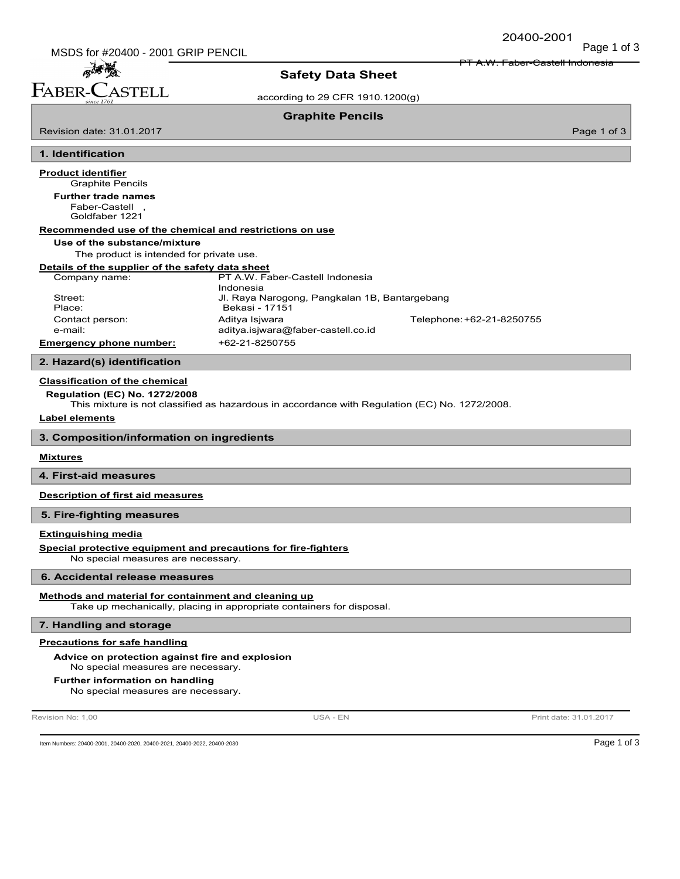# Safety Data Sheet

according to 29 CFR 1910.1200(g)

## Graphite Pencils

Revision date: 31.01.2017

## 1. Identification

**Product identifier**

Graphite Pencils

**Further trade names**

Faber-Castell ,
Goldfaber 1221

**Recommended use of the chemical and restrictions on use**

**Use of the substance/mixture**

The product is intended for private use.

**Details of the supplier of the safety data sheet**

| | | |
|---|---|---|
| Company name: | PT A.W. Faber-Castell Indonesia<br>Indonesia | |
| Street: | Jl. Raya Narogong, Pangkalan 1B, Bantargebang | |
| Place: | Bekasi - 17151 | |
| Contact person: | Aditya Isjwara | Telephone: +62-21-8250755 |
| e-mail: | aditya.isjwara@faber-castell.co.id | |
| **Emergency phone number:** | +62-21-8250755 | |

## 2. Hazard(s) identification

**Classification of the chemical**

**Regulation (EC) No. 1272/2008**

This mixture is not classified as hazardous in accordance with Regulation (EC) No. 1272/2008.

**Label elements**

## 3. Composition/information on ingredients

**Mixtures**

## 4. First-aid measures

**Description of first aid measures**

## 5. Fire-fighting measures

**Extinguishing media**

**Special protective equipment and precautions for fire-fighters**

No special measures are necessary.

## 6. Accidental release measures

**Methods and material for containment and cleaning up**

Take up mechanically, placing in appropriate containers for disposal.

## 7. Handling and storage

**Precautions for safe handling**

**Advice on protection against fire and explosion**

No special measures are necessary.

**Further information on handling**

No special measures are necessary.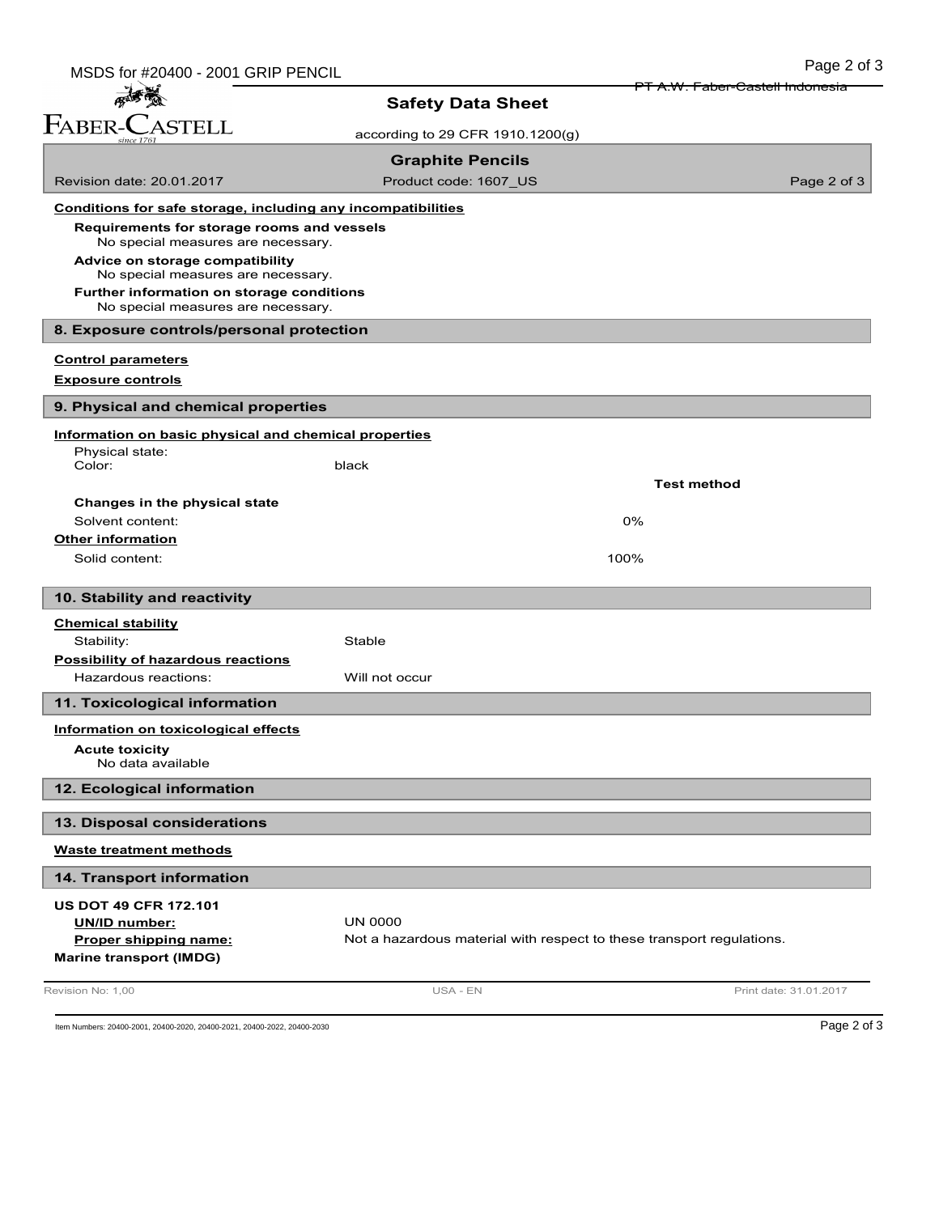#### Conditions for safe storage, including any incompatibilities

**Requirements for storage rooms and vessels**
No special measures are necessary.

**Advice on storage compatibility**
No special measures are necessary.

**Further information on storage conditions**
No special measures are necessary.

## 8. Exposure controls/personal protection

#### Control parameters

#### Exposure controls

## 9. Physical and chemical properties

#### Information on basic physical and chemical properties

| | | | |
|---|---|---|---|
| Physical state: | | | |
| Color: | black | | |
| | | | **Test method** |
| **Changes in the physical state** | | | |
| Solvent content: | | 0% | |

#### Other information

| | | |
|---|---|---|
| Solid content: | | 100% |

## 10. Stability and reactivity

#### Chemical stability

Stability: Stable

#### Possibility of hazardous reactions

Hazardous reactions: Will not occur

## 11. Toxicological information

#### Information on toxicological effects

**Acute toxicity**
No data available

## 12. Ecological information

## 13. Disposal considerations

#### Waste treatment methods

## 14. Transport information

**US DOT 49 CFR 172.101**

**UN/ID number:** UN 0000

**Proper shipping name:** Not a hazardous material with respect to these transport regulations.

**Marine transport (IMDG)**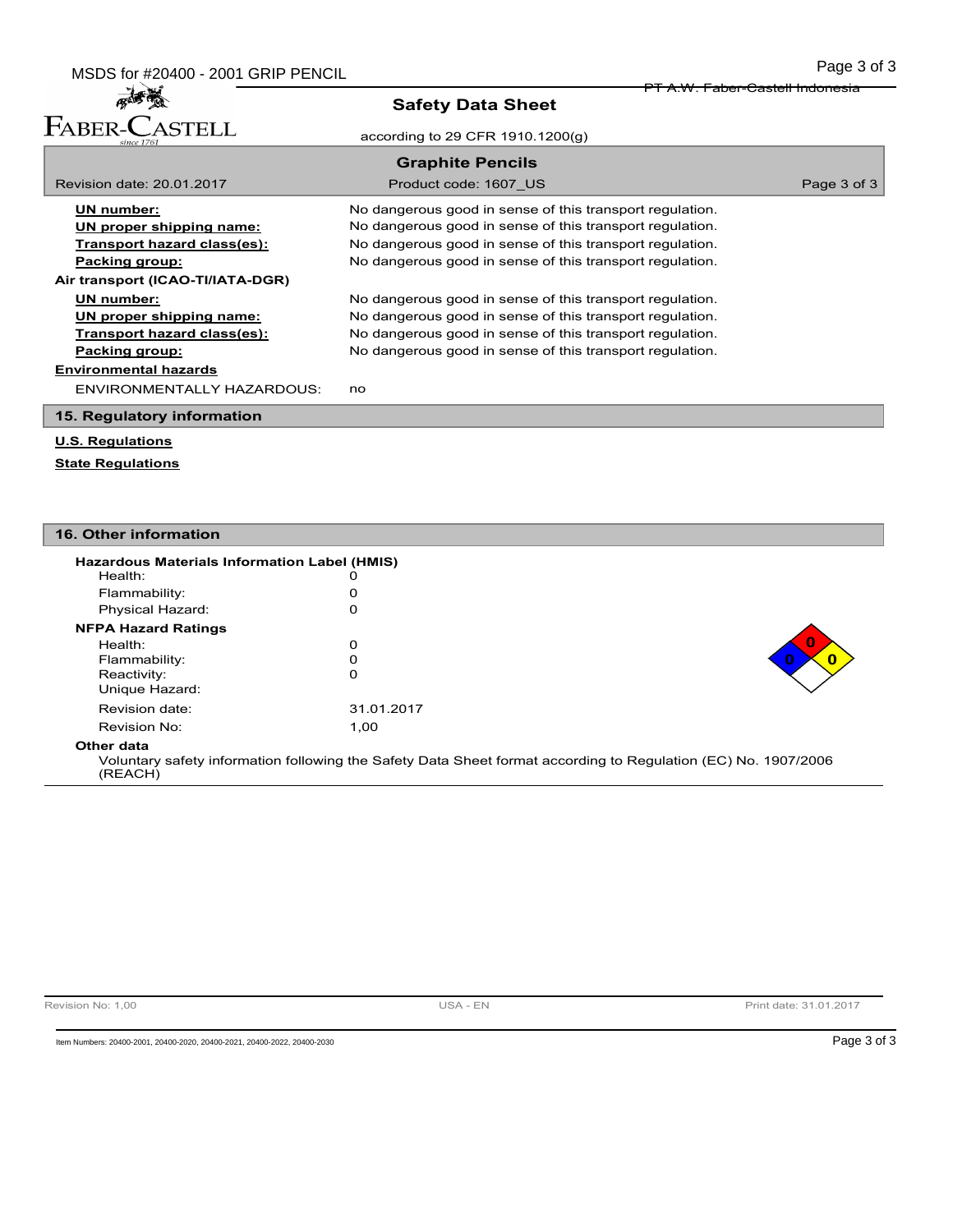| | |
|---|---|
| **UN number:** | No dangerous good in sense of this transport regulation. |
| **UN proper shipping name:** | No dangerous good in sense of this transport regulation. |
| **Transport hazard class(es):** | No dangerous good in sense of this transport regulation. |
| **Packing group:** | No dangerous good in sense of this transport regulation. |

**Air transport (ICAO-TI/IATA-DGR)**

| | |
|---|---|
| **UN number:** | No dangerous good in sense of this transport regulation. |
| **UN proper shipping name:** | No dangerous good in sense of this transport regulation. |
| **Transport hazard class(es):** | No dangerous good in sense of this transport regulation. |
| **Packing group:** | No dangerous good in sense of this transport regulation. |

**Environmental hazards**

ENVIRONMENTALLY HAZARDOUS: no

## 15. Regulatory information

**U.S. Regulations**

**State Regulations**

## 16. Other information

**Hazardous Materials Information Label (HMIS)**

| | |
|---|---|
| Health: | 0 |
| Flammability: | 0 |
| Physical Hazard: | 0 |

**NFPA Hazard Ratings**

| | |
|---|---|
| Health: | 0 |
| Flammability: | 0 |
| Reactivity: | 0 |
| Unique Hazard: | |
| Revision date: | 31.01.2017 |
| Revision No: | 1,00 |

0
0 0

**Other data**

Voluntary safety information following the Safety Data Sheet format according to Regulation (EC) No. 1907/2006 (REACH)